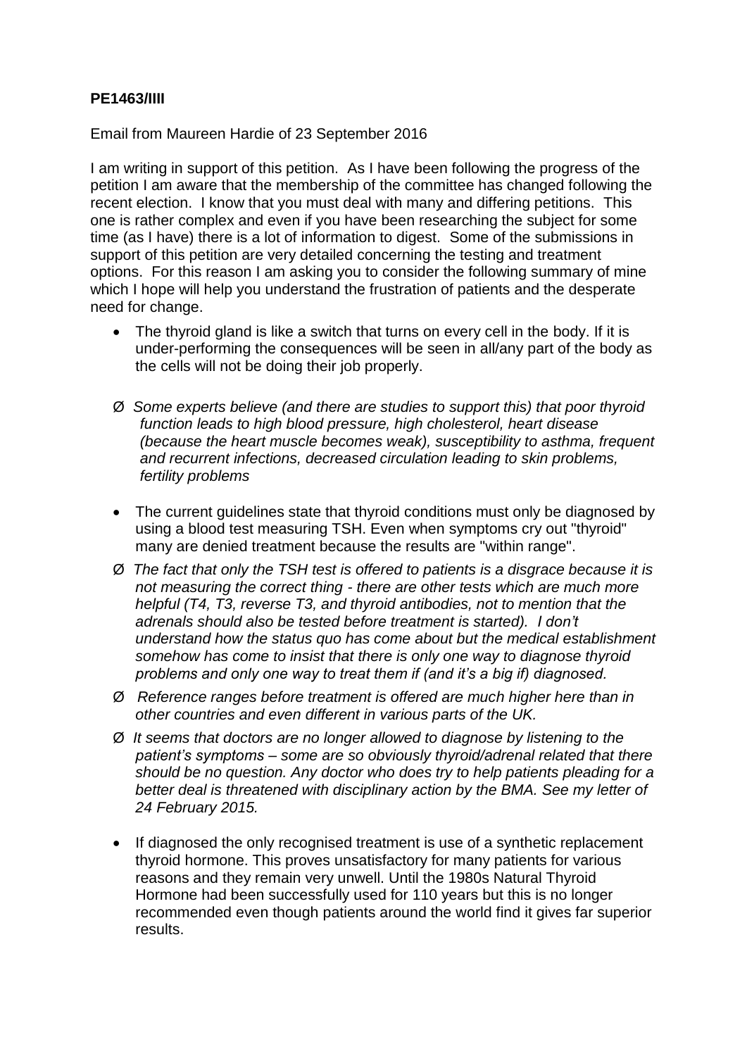**PE1463/IIII**

Email from Maureen Hardie of 23 September 2016

I am writing in support of this petition. As I have been following the progress of the petition I am aware that the membership of the committee has changed following the recent election. I know that you must deal with many and differing petitions. This one is rather complex and even if you have been researching the subject for some time (as I have) there is a lot of information to digest. Some of the submissions in support of this petition are very detailed concerning the testing and treatment options. For this reason I am asking you to consider the following summary of mine which I hope will help you understand the frustration of patients and the desperate need for change.

- The thyroid gland is like a switch that turns on every cell in the body. If it is under-performing the consequences will be seen in all/any part of the body as the cells will not be doing their job properly.

Ø *Some experts believe (and there are studies to support this) that poor thyroid function leads to high blood pressure, high cholesterol, heart disease (because the heart muscle becomes weak), susceptibility to asthma, frequent and recurrent infections, decreased circulation leading to skin problems, fertility problems*

- The current guidelines state that thyroid conditions must only be diagnosed by using a blood test measuring TSH. Even when symptoms cry out "thyroid" many are denied treatment because the results are "within range".

Ø *The fact that only the TSH test is offered to patients is a disgrace because it is not measuring the correct thing - there are other tests which are much more helpful (T4, T3, reverse T3, and thyroid antibodies, not to mention that the adrenals should also be tested before treatment is started). I don't understand how the status quo has come about but the medical establishment somehow has come to insist that there is only one way to diagnose thyroid problems and only one way to treat them if (and it's a big if) diagnosed.*

Ø *Reference ranges before treatment is offered are much higher here than in other countries and even different in various parts of the UK.*

Ø *It seems that doctors are no longer allowed to diagnose by listening to the patient's symptoms – some are so obviously thyroid/adrenal related that there should be no question. Any doctor who does try to help patients pleading for a better deal is threatened with disciplinary action by the BMA. See my letter of 24 February 2015.*

- If diagnosed the only recognised treatment is use of a synthetic replacement thyroid hormone. This proves unsatisfactory for many patients for various reasons and they remain very unwell. Until the 1980s Natural Thyroid Hormone had been successfully used for 110 years but this is no longer recommended even though patients around the world find it gives far superior results.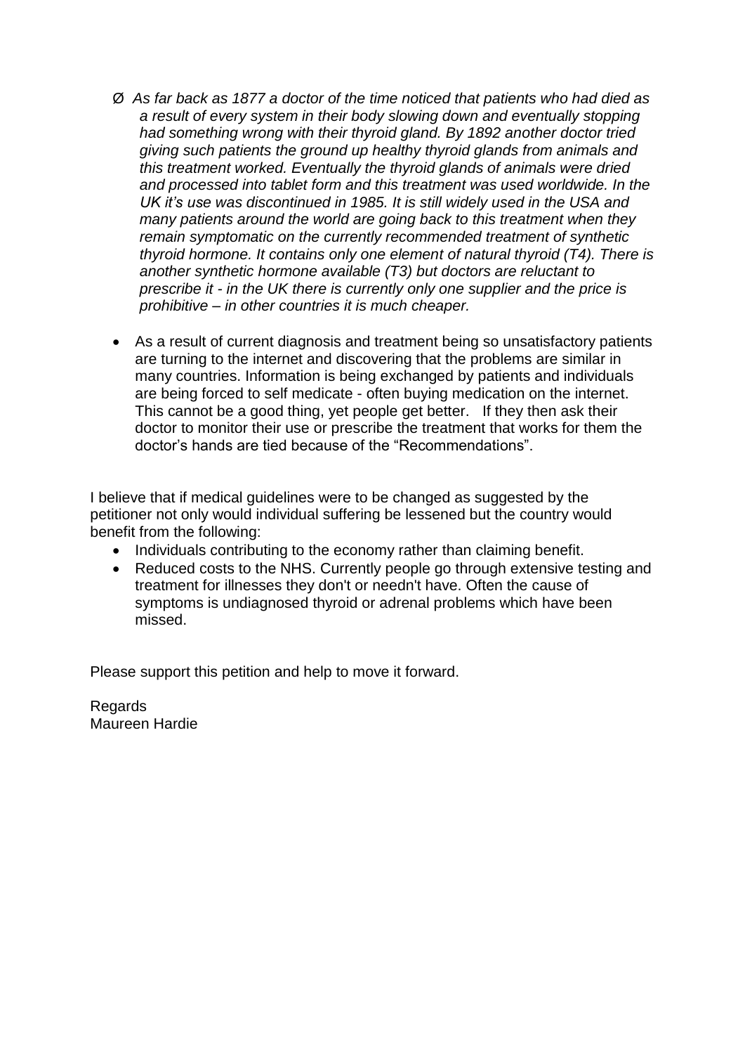- *As far back as 1877 a doctor of the time noticed that patients who had died as a result of every system in their body slowing down and eventually stopping had something wrong with their thyroid gland. By 1892 another doctor tried giving such patients the ground up healthy thyroid glands from animals and this treatment worked. Eventually the thyroid glands of animals were dried and processed into tablet form and this treatment was used worldwide. In the UK it's use was discontinued in 1985. It is still widely used in the USA and many patients around the world are going back to this treatment when they remain symptomatic on the currently recommended treatment of synthetic thyroid hormone. It contains only one element of natural thyroid (T4). There is another synthetic hormone available (T3) but doctors are reluctant to prescribe it - in the UK there is currently only one supplier and the price is prohibitive – in other countries it is much cheaper.*

- As a result of current diagnosis and treatment being so unsatisfactory patients are turning to the internet and discovering that the problems are similar in many countries. Information is being exchanged by patients and individuals are being forced to self medicate - often buying medication on the internet. This cannot be a good thing, yet people get better. If they then ask their doctor to monitor their use or prescribe the treatment that works for them the doctor's hands are tied because of the "Recommendations".

I believe that if medical guidelines were to be changed as suggested by the petitioner not only would individual suffering be lessened but the country would benefit from the following:

- Individuals contributing to the economy rather than claiming benefit.
- Reduced costs to the NHS. Currently people go through extensive testing and treatment for illnesses they don't or needn't have. Often the cause of symptoms is undiagnosed thyroid or adrenal problems which have been missed.

Please support this petition and help to move it forward.

Regards
Maureen Hardie